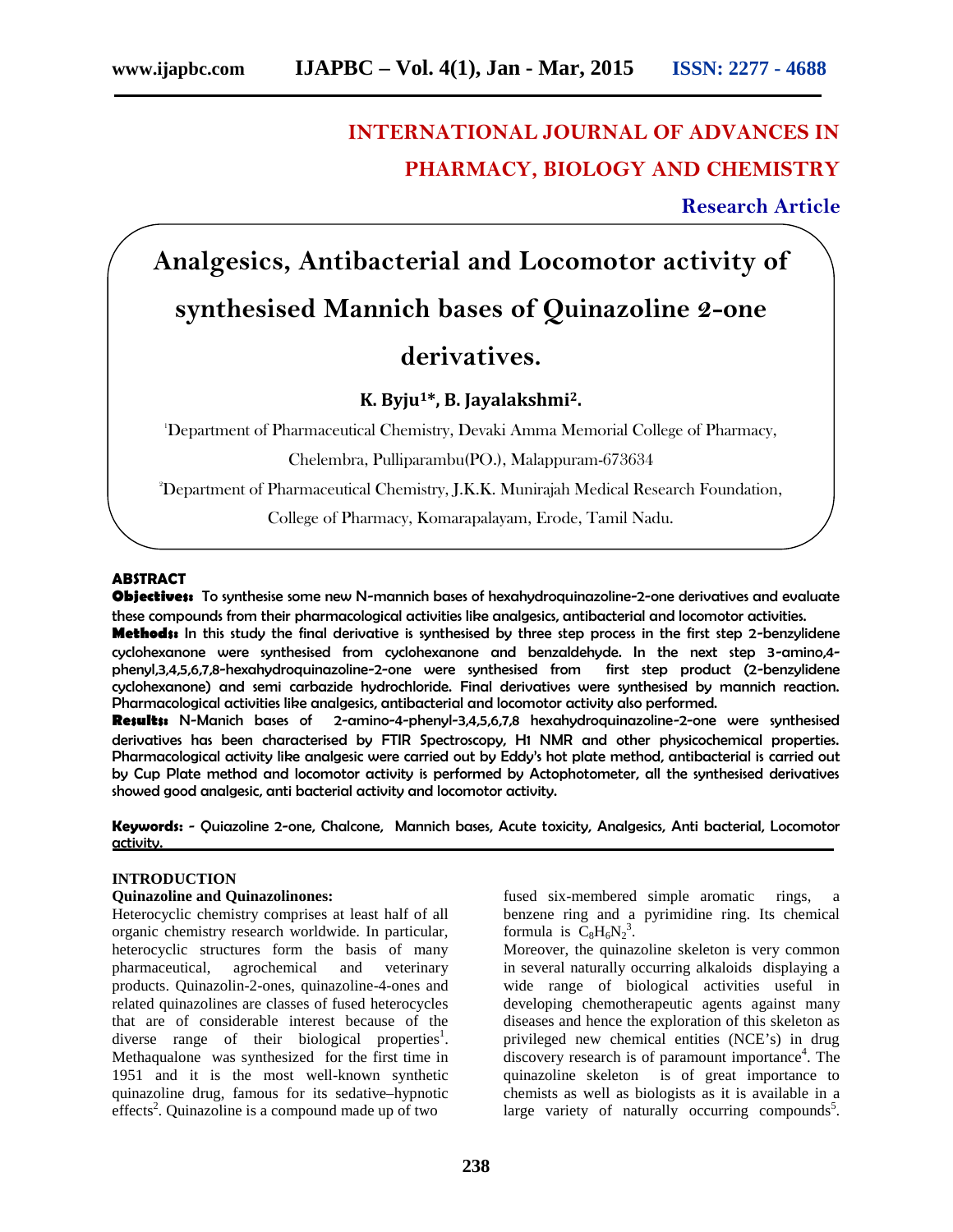# INTERNATIONAL JOURNAL OF ADVANCES IN PHARMACY, BIOLOGY AND CHEMISTRY

**Research Article**

# Analgesics, Antibacterial and Locomotor activity of synthesised Mannich bases of Quinazoline 2-one derivatives.

**K. Byju[1]\*, B. Jayalakshmi[2].**

[1]Department of Pharmaceutical Chemistry, Devaki Amma Memorial College of Pharmacy, Chelembra, Pulliparambu(PO.), Malappuram-673634

[2]Department of Pharmaceutical Chemistry, J.K.K. Munirajah Medical Research Foundation, College of Pharmacy, Komarapalayam, Erode, Tamil Nadu.

## ABSTRACT

**Objectives:** To synthesise some new N-mannich bases of hexahydroquinazoline-2-one derivatives and evaluate these compounds from their pharmacological activities like analgesics, antibacterial and locomotor activities.

**Methods:** In this study the final derivative is synthesised by three step process in the first step 2-benzylidene cyclohexanone were synthesised from cyclohexanone and benzaldehyde. In the next step 3-amino,4-phenyl,3,4,5,6,7,8-hexahydroquinazoline-2-one were synthesised from first step product (2-benzylidene cyclohexanone) and semi carbazide hydrochloride. Final derivatives were synthesised by mannich reaction. Pharmacological activities like analgesics, antibacterial and locomotor activity also performed.

**Results:** N-Manich bases of 2-amino-4-phenyl-3,4,5,6,7,8 hexahydroquinazoline-2-one were synthesised derivatives has been characterised by FTIR Spectroscopy, H1 NMR and other physicochemical properties. Pharmacological activity like analgesic were carried out by Eddy's hot plate method, antibacterial is carried out by Cup Plate method and locomotor activity is performed by Actophotometer, all the synthesised derivatives showed good analgesic, anti bacterial activity and locomotor activity.

**Keywords:** - Quiazoline 2-one, Chalcone, Mannich bases, Acute toxicity, Analgesics, Anti bacterial, Locomotor activity.

## INTRODUCTION

### Quinazoline and Quinazolinones:

Heterocyclic chemistry comprises at least half of all organic chemistry research worldwide. In particular, heterocyclic structures form the basis of many pharmaceutical, agrochemical and veterinary products. Quinazolin-2-ones, quinazoline-4-ones and related quinazolines are classes of fused heterocycles that are of considerable interest because of the diverse range of their biological properties[1]. Methaqualone was synthesized for the first time in 1951 and it is the most well-known synthetic quinazoline drug, famous for its sedative–hypnotic effects[2]. Quinazoline is a compound made up of two fused six-membered simple aromatic rings, a benzene ring and a pyrimidine ring. Its chemical formula is $C_8H_6N_2$[3].

Moreover, the quinazoline skeleton is very common in several naturally occurring alkaloids displaying a wide range of biological activities useful in developing chemotherapeutic agents against many diseases and hence the exploration of this skeleton as privileged new chemical entities (NCE's) in drug discovery research is of paramount importance[4]. The quinazoline skeleton is of great importance to chemists as well as biologists as it is available in a large variety of naturally occurring compounds[5].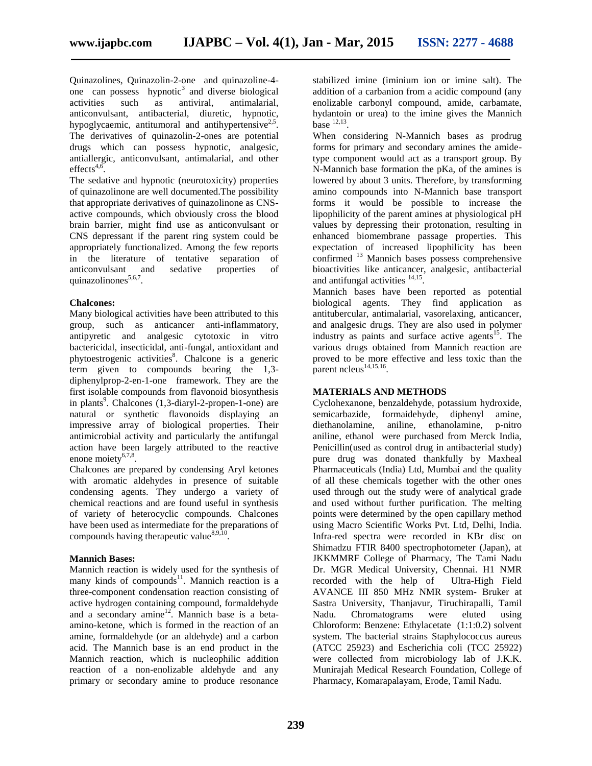Quinazolines, Quinazolin-2-one and quinazoline-4-one can possess hypnotic[3] and diverse biological activities such as antiviral, antimalarial, anticonvulsant, antibacterial, diuretic, hypnotic, hypoglycaemic, antitumoral and antihypertensive[2,5]. The derivatives of quinazolin-2-ones are potential drugs which can possess hypnotic, analgesic, antiallergic, anticonvulsant, antimalarial, and other effects[4,6].

The sedative and hypnotic (neurotoxicity) properties of quinazolinone are well documented.The possibility that appropriate derivatives of quinazolinone as CNS-active compounds, which obviously cross the blood brain barrier, might find use as anticonvulsant or CNS depressant if the parent ring system could be appropriately functionalized. Among the few reports in the literature of tentative separation of anticonvulsant and sedative properties of quinazolinones[5,6,7].

**Chalcones:**

Many biological activities have been attributed to this group, such as anticancer anti-inflammatory, antipyretic and analgesic cytotoxic in vitro bactericidal, insecticidal, anti-fungal, antioxidant and phytoestrogenic activities[8]. Chalcone is a generic term given to compounds bearing the 1,3-diphenylprop-2-en-1-one framework. They are the first isolable compounds from flavonoid biosynthesis in plants[9]. Chalcones (1,3-diaryl-2-propen-1-one) are natural or synthetic flavonoids displaying an impressive array of biological properties. Their antimicrobial activity and particularly the antifungal action have been largely attributed to the reactive enone moiety[6,7,8].

Chalcones are prepared by condensing Aryl ketones with aromatic aldehydes in presence of suitable condensing agents. They undergo a variety of chemical reactions and are found useful in synthesis of variety of heterocyclic compounds. Chalcones have been used as intermediate for the preparations of compounds having therapeutic value[8,9,10].

**Mannich Bases:**

Mannich reaction is widely used for the synthesis of many kinds of compounds[11]. Mannich reaction is a three-component condensation reaction consisting of active hydrogen containing compound, formaldehyde and a secondary amine[12]. Mannich base is a beta-amino-ketone, which is formed in the reaction of an amine, formaldehyde (or an aldehyde) and a carbon acid. The Mannich base is an end product in the Mannich reaction, which is nucleophilic addition reaction of a non-enolizable aldehyde and any primary or secondary amine to produce resonance stabilized imine (iminium ion or imine salt). The addition of a carbanion from a acidic compound (any enolizable carbonyl compound, amide, carbamate, hydantoin or urea) to the imine gives the Mannich base [12,13].

When considering N-Mannich bases as prodrug forms for primary and secondary amines the amide-type component would act as a transport group. By N-Mannich base formation the pKa, of the amines is lowered by about 3 units. Therefore, by transforming amino compounds into N-Mannich base transport forms it would be possible to increase the lipophilicity of the parent amines at physiological pH values by depressing their protonation, resulting in enhanced biomembrane passage properties. This expectation of increased lipophilicity has been confirmed [13] Mannich bases possess comprehensive bioactivities like anticancer, analgesic, antibacterial and antifungal activities [14,15].

Mannich bases have been reported as potential biological agents. They find application as antitubercular, antimalarial, vasorelaxing, anticancer, and analgesic drugs. They are also used in polymer industry as paints and surface active agents[15]. The various drugs obtained from Mannich reaction are proved to be more effective and less toxic than the parent ncleus[14,15,16].

## MATERIALS AND METHODS

Cyclohexanone, benzaldehyde, potassium hydroxide, semicarbazide, formaidehyde, diphenyl amine, diethanolamine, aniline, ethanolamine, p-nitro aniline, ethanol were purchased from Merck India, Penicillin(used as control drug in antibacterial study) pure drug was donated thankfully by Maxheal Pharmaceuticals (India) Ltd, Mumbai and the quality of all these chemicals together with the other ones used through out the study were of analytical grade and used without further purification. The melting points were determined by the open capillary method using Macro Scientific Works Pvt. Ltd, Delhi, India. Infra-red spectra were recorded in KBr disc on Shimadzu FTIR 8400 spectrophotometer (Japan), at JKKMMRF College of Pharmacy, The Tami Nadu Dr. MGR Medical University, Chennai. H1 NMR recorded with the help of Ultra-High Field AVANCE III 850 MHz NMR system- Bruker at Sastra University, Thanjavur, Tiruchirapalli, Tamil Nadu. Chromatograms were eluted using Chloroform: Benzene: Ethylacetate (1:1:0.2) solvent system. The bacterial strains Staphylococcus aureus (ATCC 25923) and Escherichia coli (TCC 25922) were collected from microbiology lab of J.K.K. Munirajah Medical Research Foundation, College of Pharmacy, Komarapalayam, Erode, Tamil Nadu.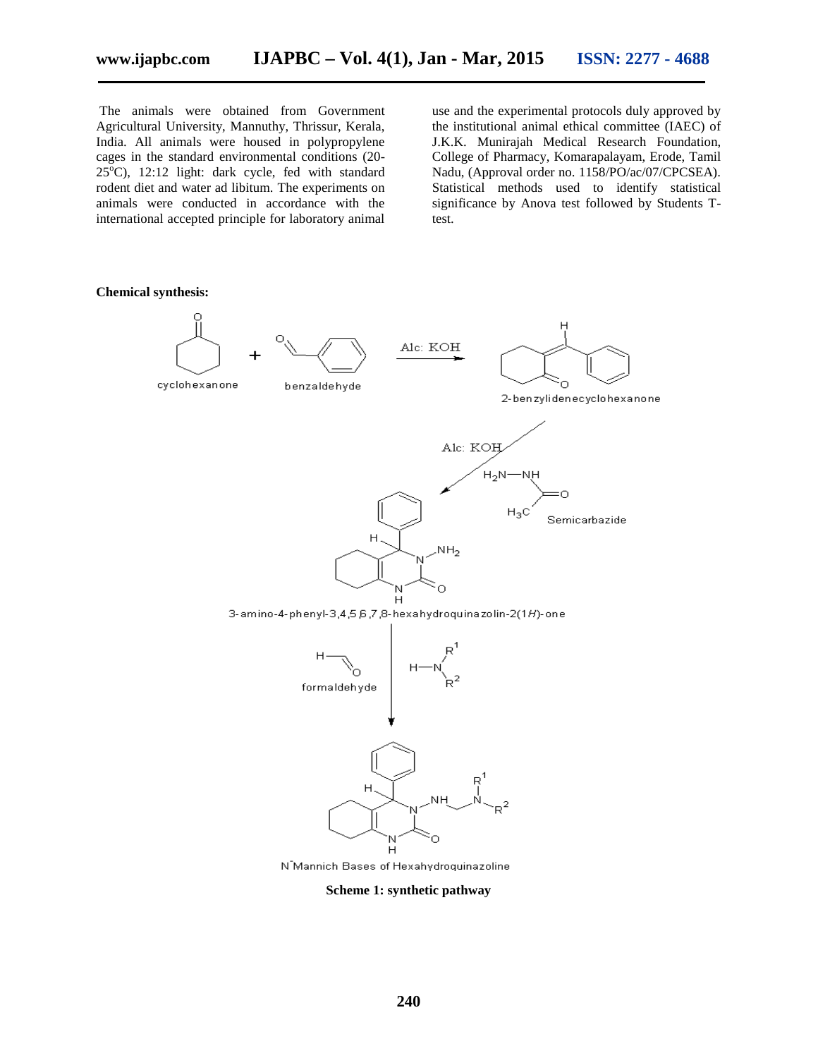The animals were obtained from Government Agricultural University, Mannuthy, Thrissur, Kerala, India. All animals were housed in polypropylene cages in the standard environmental conditions (20-25°C), 12:12 light: dark cycle, fed with standard rodent diet and water ad libitum. The experiments on animals were conducted in accordance with the international accepted principle for laboratory animal use and the experimental protocols duly approved by the institutional animal ethical committee (IAEC) of J.K.K. Munirajah Medical Research Foundation, College of Pharmacy, Komarapalayam, Erode, Tamil Nadu, (Approval order no. 1158/PO/ac/07/CPCSEA). Statistical methods used to identify statistical significance by Anova test followed by Students T-test.

**Chemical synthesis:**

cyclohexanone + benzaldehyde —(Alc: KOH)→ 2-benzylidenecyclohexanone

2-benzylidenecyclohexanone —(Alc: KOH, Semicarbazide)→ 3-amino-4-phenyl-3,4,5,6,7,8-hexahydroquinazolin-2(1*H*)-one

3-amino-4-phenyl-3,4,5,6,7,8-hexahydroquinazolin-2(1*H*)-one —(formaldehyde, $H-N(R^1)(R^2)$)→ N-Mannich Bases of Hexahydroquinazoline

**Scheme 1: synthetic pathway**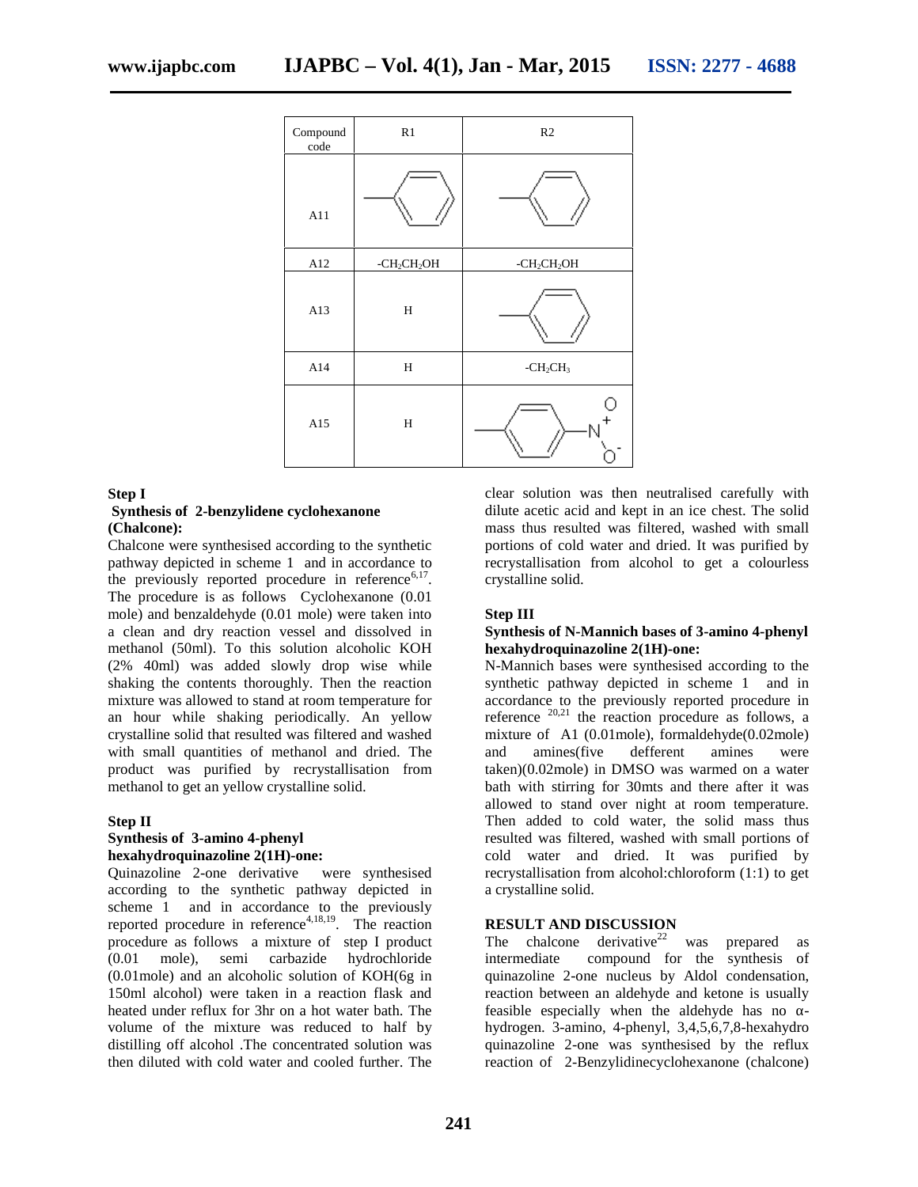| Compound code | R1 | R2 |
|---|---|---|
| A11 | phenyl | phenyl |
| A12 | $-CH_2CH_2OH$ | $-CH_2CH_2OH$ |
| A13 | H | phenyl |
| A14 | H | $-CH_2CH_3$ |
| A15 | H | 4-nitrophenyl |

**Step I**

**Synthesis of 2-benzylidene cyclohexanone (Chalcone):**

Chalcone were synthesised according to the synthetic pathway depicted in scheme 1 and in accordance to the previously reported procedure in reference[6,17]. The procedure is as follows Cyclohexanone (0.01 mole) and benzaldehyde (0.01 mole) were taken into a clean and dry reaction vessel and dissolved in methanol (50ml). To this solution alcoholic KOH (2% 40ml) was added slowly drop wise while shaking the contents thoroughly. Then the reaction mixture was allowed to stand at room temperature for an hour while shaking periodically. An yellow crystalline solid that resulted was filtered and washed with small quantities of methanol and dried. The product was purified by recrystallisation from methanol to get an yellow crystalline solid.

**Step II**

**Synthesis of 3-amino 4-phenyl hexahydroquinazoline 2(1H)-one:**

Quinazoline 2-one derivative were synthesised according to the synthetic pathway depicted in scheme 1 and in accordance to the previously reported procedure in reference[4,18,19]. The reaction procedure as follows a mixture of step I product (0.01 mole), semi carbazide hydrochloride (0.01mole) and an alcoholic solution of KOH(6g in 150ml alcohol) were taken in a reaction flask and heated under reflux for 3hr on a hot water bath. The volume of the mixture was reduced to half by distilling off alcohol .The concentrated solution was then diluted with cold water and cooled further. The clear solution was then neutralised carefully with dilute acetic acid and kept in an ice chest. The solid mass thus resulted was filtered, washed with small portions of cold water and dried. It was purified by recrystallisation from alcohol to get a colourless crystalline solid.

**Step III**

**Synthesis of N-Mannich bases of 3-amino 4-phenyl hexahydroquinazoline 2(1H)-one:**

N-Mannich bases were synthesised according to the synthetic pathway depicted in scheme 1 and in accordance to the previously reported procedure in reference [20,21] the reaction procedure as follows, a mixture of A1 (0.01mole), formaldehyde(0.02mole) and amines(five defferent amines were taken)(0.02mole) in DMSO was warmed on a water bath with stirring for 30mts and there after it was allowed to stand over night at room temperature. Then added to cold water, the solid mass thus resulted was filtered, washed with small portions of cold water and dried. It was purified by recrystallisation from alcohol:chloroform (1:1) to get a crystalline solid.

## RESULT AND DISCUSSION

The chalcone derivative[22] was prepared as intermediate compound for the synthesis of quinazoline 2-one nucleus by Aldol condensation, reaction between an aldehyde and ketone is usually feasible especially when the aldehyde has no α-hydrogen. 3-amino, 4-phenyl, 3,4,5,6,7,8-hexahydro quinazoline 2-one was synthesised by the reflux reaction of 2-Benzylidinecyclohexanone (chalcone)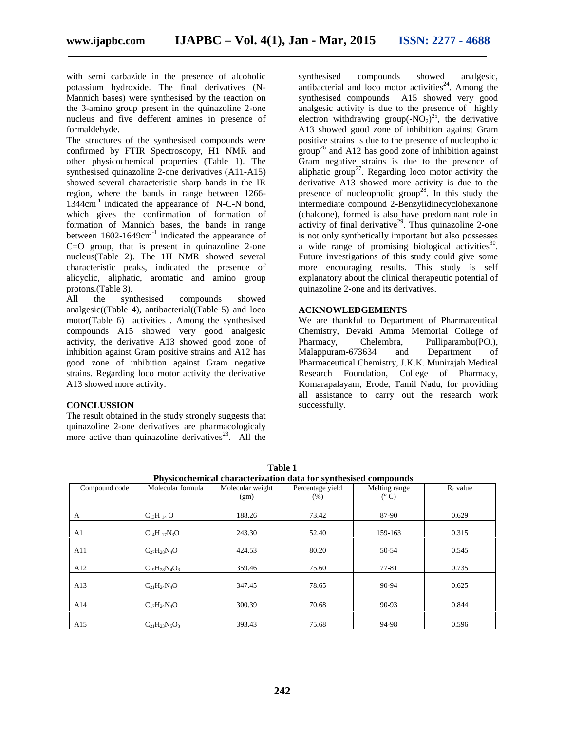with semi carbazide in the presence of alcoholic potassium hydroxide. The final derivatives (N-Mannich bases) were synthesised by the reaction on the 3-amino group present in the quinazoline 2-one nucleus and five defferent amines in presence of formaldehyde.

The structures of the synthesised compounds were confirmed by FTIR Spectroscopy, H1 NMR and other physicochemical properties (Table 1). The synthesised quinazoline 2-one derivatives (A11-A15) showed several characteristic sharp bands in the IR region, where the bands in range between 1266-1344cm$^{-1}$ indicated the appearance of N-C-N bond, which gives the confirmation of formation of formation of Mannich bases, the bands in range between 1602-1649cm$^{-1}$ indicated the appearance of C=O group, that is present in quinazoline 2-one nucleus(Table 2). The 1H NMR showed several characteristic peaks, indicated the presence of alicyclic, aliphatic, aromatic and amino group protons.(Table 3).

All the synthesised compounds showed analgesic((Table 4), antibacterial((Table 5) and loco motor(Table 6) activities . Among the synthesised compounds A15 showed very good analgesic activity, the derivative A13 showed good zone of inhibition against Gram positive strains and A12 has good zone of inhibition against Gram negative strains. Regarding loco motor activity the derivative A13 showed more activity.

## CONCLUSSION

The result obtained in the study strongly suggests that quinazoline 2-one derivatives are pharmacologicaly more active than quinazoline derivatives[23]. All the synthesised compounds showed analgesic, antibacterial and loco motor activities[24]. Among the synthesised compounds A15 showed very good analgesic activity is due to the presence of highly electron withdrawing group(-$NO_2$)[25], the derivative A13 showed good zone of inhibition against Gram positive strains is due to the presence of nucleopholic group[26] and A12 has good zone of inhibition against Gram negative strains is due to the presence of aliphatic group[27]. Regarding loco motor activity the derivative A13 showed more activity is due to the presence of nucleopholic group[28]. In this study the intermediate compound 2-Benzylidinecyclohexanone (chalcone), formed is also have predominant role in activity of final derivative[29]. Thus quinazoline 2-one is not only synthetically important but also possesses a wide range of promising biological activities[30]. Future investigations of this study could give some more encouraging results. This study is self explanatory about the clinical therapeutic potential of quinazoline 2-one and its derivatives.

## ACKNOWLEDGEMENTS

We are thankful to Department of Pharmaceutical Chemistry, Devaki Amma Memorial College of Pharmacy, Chelembra, Pulliparambu(PO.), Malappuram-673634 and Department of Pharmaceutical Chemistry, J.K.K. Munirajah Medical Research Foundation, College of Pharmacy, Komarapalayam, Erode, Tamil Nadu, for providing all assistance to carry out the research work successfully.

**Table 1**
**Physicochemical characterization data for synthesised compounds**

| Compound code | Molecular formula | Molecular weight (gm) | Percentage yield (%) | Melting range (° C) | $R_f$ value |
|---|---|---|---|---|---|
| A | $C_{13}H_{14}O$ | 188.26 | 73.42 | 87-90 | 0.629 |
| A1 | $C_{14}H_{17}N_3O$ | 243.30 | 52.40 | 159-163 | 0.315 |
| A11 | $C_{27}H_{28}N_4O$ | 424.53 | 80.20 | 50-54 | 0.545 |
| A12 | $C_{19}H_{28}N_4O_3$ | 359.46 | 75.60 | 77-81 | 0.735 |
| A13 | $C_{21}H_{24}N_4O$ | 347.45 | 78.65 | 90-94 | 0.625 |
| A14 | $C_{17}H_{24}N_4O$ | 300.39 | 70.68 | 90-93 | 0.844 |
| A15 | $C_{21}H_{23}N_5O_3$ | 393.43 | 75.68 | 94-98 | 0.596 |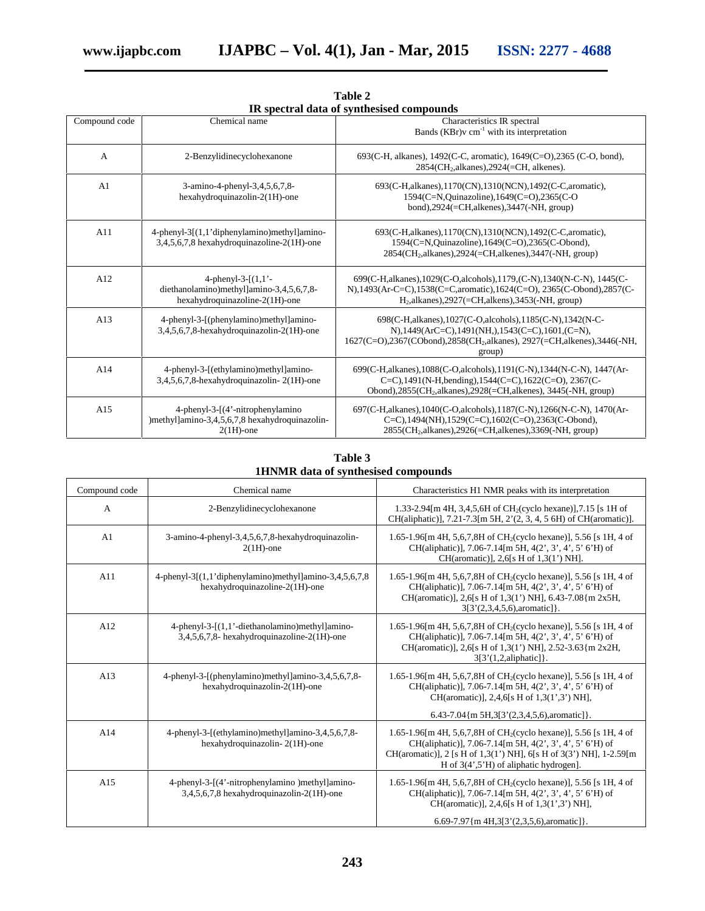**Table 2**
**IR spectral data of synthesised compounds**

| Compound code | Chemical name | Characteristics IR spectral Bands (KBr)ν $cm^{-1}$ with its interpretation |
|---|---|---|
| A | 2-Benzylidinecyclohexanone | 693(C-H, alkanes), 1492(C-C, aromatic), 1649(C=O),2365 (C-O, bond), 2854($CH_2$,alkanes),2924(=CH, alkenes). |
| A1 | 3-amino-4-phenyl-3,4,5,6,7,8-hexahydroquinazolin-2(1H)-one | 693(C-H,alkanes),1170(CN),1310(NCN),1492(C-C,aromatic), 1594(C=N,Quinazoline),1649(C=O),2365(C-O bond),2924(=CH,alkenes),3447(-NH, group) |
| A11 | 4-phenyl-3[(1,1'diphenylamino)methyl]amino-3,4,5,6,7,8 hexahydroquinazoline-2(1H)-one | 693(C-H,alkanes),1170(CN),1310(NCN),1492(C-C,aromatic), 1594(C=N,Quinazoline),1649(C=O),2365(C-Obond), 2854($CH_2$,alkanes),2924(=CH,alkenes),3447(-NH, group) |
| A12 | 4-phenyl-3-[(1,1'-diethanolamino)methyl]amino-3,4,5,6,7,8-hexahydroquinazoline-2(1H)-one | 699(C-H,alkanes),1029(C-O,alcohols),1179,(C-N),1340(N-C-N), 1445(C-N),1493(Ar-C=C),1538(C=C,aromatic),1624(C=O), 2365(C-Obond),2857(C-$H_2$,alkanes),2927(=CH,alkens),3453(-NH, group) |
| A13 | 4-phenyl-3-[(phenylamino)methyl]amino-3,4,5,6,7,8-hexahydroquinazolin-2(1H)-one | 698(C-H,alkanes),1027(C-O,alcohols),1185(C-N),1342(N-C-N),1449(ArC=C),1491(NH,),1543(C=C),1601,(C=N), 1627(C=O),2367(COobond),2858($CH_2$,alkanes), 2927(=CH,alkenes),3446(-NH, group) |
| A14 | 4-phenyl-3-[(ethylamino)methyl]amino-3,4,5,6,7,8-hexahydroquinazolin- 2(1H)-one | 699(C-H,alkanes),1088(C-O,alcohols),1191(C-N),1344(N-C-N), 1447(Ar-C=C),1491(N-H,bending),1544(C=C),1622(C=O), 2367(C-Obond),2855($CH_2$,alkanes),2928(=CH,alkenes), 3445(-NH, group) |
| A15 | 4-phenyl-3-[(4'-nitrophenylamino )methyl]amino-3,4,5,6,7,8 hexahydroquinazolin-2(1H)-one | 697(C-H,alkanes),1040(C-O,alcohols),1187(C-N),1266(N-C-N), 1470(Ar-C=C),1494(NH),1529(C=C),1602(C=O),2363(C-Obond), 2855($CH_2$,alkanes),2926(=CH,alkenes),3369(-NH, group) |

**Table 3**
**1HNMR data of synthesised compounds**

| Compound code | Chemical name | Characteristics H1 NMR peaks with its interpretation |
|---|---|---|
| A | 2-Benzylidinecyclohexanone | 1.33-2.94[m 4H, 3,4,5,6H of $CH_2$(cyclo hexane)],7.15 [s 1H of CH(aliphatic)], 7.21-7.3[m 5H, 2'(2, 3, 4, 5 6H) of CH(aromatic)]. |
| A1 | 3-amino-4-phenyl-3,4,5,6,7,8-hexahydroquinazolin-2(1H)-one | 1.65-1.96[m 4H, 5,6,7,8H of $CH_2$(cyclo hexane)], 5.56 [s 1H, 4 of CH(aliphatic)], 7.06-7.14[m 5H, 4(2', 3', 4', 5' 6'H) of CH(aromatic)], 2,6[s H of 1,3(1') NH]. |
| A11 | 4-phenyl-3[(1,1'diphenylamino)methyl]amino-3,4,5,6,7,8 hexahydroquinazoline-2(1H)-one | 1.65-1.96[m 4H, 5,6,7,8H of $CH_2$(cyclo hexane)], 5.56 [s 1H, 4 of CH(aliphatic)], 7.06-7.14[m 5H, 4(2', 3', 4', 5' 6'H) of CH(aromatic)], 2,6[s H of 1,3(1') NH], 6.43-7.08{m 2x5H, 3[3'(2,3,4,5,6),aromatic]}. |
| A12 | 4-phenyl-3-[(1,1'-diethanolamino)methyl]amino-3,4,5,6,7,8- hexahydroquinazoline-2(1H)-one | 1.65-1.96[m 4H, 5,6,7,8H of $CH_2$(cyclo hexane)], 5.56 [s 1H, 4 of CH(aliphatic)], 7.06-7.14[m 5H, 4(2', 3', 4', 5' 6'H) of CH(aromatic)], 2,6[s H of 1,3(1') NH], 2.52-3.63{m 2x2H, 3[3'(1,2,aliphatic]}. |
| A13 | 4-phenyl-3-[(phenylamino)methyl]amino-3,4,5,6,7,8-hexahydroquinazolin-2(1H)-one | 1.65-1.96[m 4H, 5,6,7,8H of $CH_2$(cyclo hexane)], 5.56 [s 1H, 4 of CH(aliphatic)], 7.06-7.14[m 5H, 4(2', 3', 4', 5' 6'H) of CH(aromatic)], 2,4,6[s H of 1,3(1',3') NH], 6.43-7.04{m 5H,3[3'(2,3,4,5,6),aromatic]}. |
| A14 | 4-phenyl-3-[(ethylamino)methyl]amino-3,4,5,6,7,8-hexahydroquinazolin- 2(1H)-one | 1.65-1.96[m 4H, 5,6,7,8H of $CH_2$(cyclo hexane)], 5.56 [s 1H, 4 of CH(aliphatic)], 7.06-7.14[m 5H, 4(2', 3', 4', 5' 6'H) of CH(aromatic)], 2 [s H of 1,3(1') NH], 6[s H of 3(3') NH], 1-2.59[m H of 3(4',5'H) of aliphatic hydrogen]. |
| A15 | 4-phenyl-3-[(4'-nitrophenylamino )methyl]amino-3,4,5,6,7,8 hexahydroquinazolin-2(1H)-one | 1.65-1.96[m 4H, 5,6,7,8H of $CH_2$(cyclo hexane)], 5.56 [s 1H, 4 of CH(aliphatic)], 7.06-7.14[m 5H, 4(2', 3', 4', 5' 6'H) of CH(aromatic)], 2,4,6[s H of 1,3(1',3') NH], 6.69-7.97{m 4H,3[3'(2,3,5,6),aromatic]}. |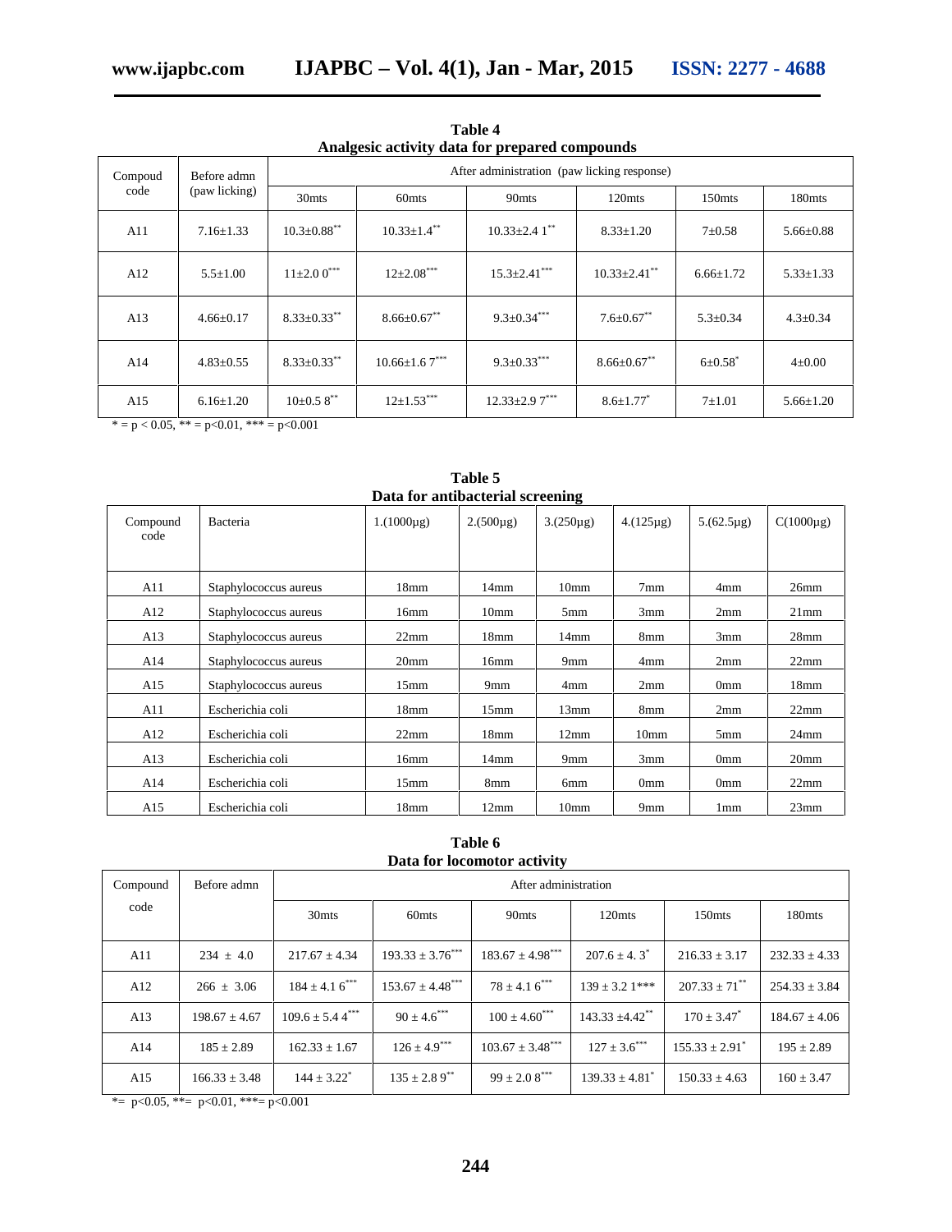**Table 4**
**Analgesic activity data for prepared compounds**

| Compoud code | Before admn (paw licking) | After administration (paw licking response) | | | | | |
|---|---|---|---|---|---|---|---|
| | | 30mts | 60mts | 90mts | 120mts | 150mts | 180mts |
| A11 | 7.16±1.33 | 10.3±0.88$^{**}$ | 10.33±1.4$^{**}$ | 10.33±2.4 1$^{**}$ | 8.33±1.20 | 7±0.58 | 5.66±0.88 |
| A12 | 5.5±1.00 | 11±2.0 0$^{***}$ | 12±2.08$^{***}$ | 15.3±2.41$^{***}$ | 10.33±2.41$^{**}$ | 6.66±1.72 | 5.33±1.33 |
| A13 | 4.66±0.17 | 8.33±0.33$^{**}$ | 8.66±0.67$^{**}$ | 9.3±0.34$^{***}$ | 7.6±0.67$^{**}$ | 5.3±0.34 | 4.3±0.34 |
| A14 | 4.83±0.55 | 8.33±0.33$^{**}$ | 10.66±1.6 7$^{***}$ | 9.3±0.33$^{***}$ | 8.66±0.67$^{**}$ | 6±0.58$^{*}$ | 4±0.00 |
| A15 | 6.16±1.20 | 10±0.5 8$^{**}$ | 12±1.53$^{***}$ | 12.33±2.9 7$^{***}$ | 8.6±1.77$^{*}$ | 7±1.01 | 5.66±1.20 |

* = $p < 0.05$, ** = $p<0.01$, *** = $p<0.001$

**Table 5**
**Data for antibacterial screening**

| Compound code | Bacteria | 1.(1000μg) | 2.(500μg) | 3.(250μg) | 4.(125μg) | 5.(62.5μg) | C(1000μg) |
|---|---|---|---|---|---|---|---|
| A11 | Staphylococcus aureus | 18mm | 14mm | 10mm | 7mm | 4mm | 26mm |
| A12 | Staphylococcus aureus | 16mm | 10mm | 5mm | 3mm | 2mm | 21mm |
| A13 | Staphylococcus aureus | 22mm | 18mm | 14mm | 8mm | 3mm | 28mm |
| A14 | Staphylococcus aureus | 20mm | 16mm | 9mm | 4mm | 2mm | 22mm |
| A15 | Staphylococcus aureus | 15mm | 9mm | 4mm | 2mm | 0mm | 18mm |
| A11 | Escherichia coli | 18mm | 15mm | 13mm | 8mm | 2mm | 22mm |
| A12 | Escherichia coli | 22mm | 18mm | 12mm | 10mm | 5mm | 24mm |
| A13 | Escherichia coli | 16mm | 14mm | 9mm | 3mm | 0mm | 20mm |
| A14 | Escherichia coli | 15mm | 8mm | 6mm | 0mm | 0mm | 22mm |
| A15 | Escherichia coli | 18mm | 12mm | 10mm | 9mm | 1mm | 23mm |

**Table 6**
**Data for locomotor activity**

| Compound code | Before admn | After administration | | | | | |
|---|---|---|---|---|---|---|---|
| | | 30mts | 60mts | 90mts | 120mts | 150mts | 180mts |
| A11 | 234 ± 4.0 | 217.67 ± 4.34 | 193.33 ± 3.76$^{***}$ | 183.67 ± 4.98$^{***}$ | 207.6 ± 4. 3$^{*}$ | 216.33 ± 3.17 | 232.33 ± 4.33 |
| A12 | 266 ± 3.06 | 184 ± 4.1 6$^{***}$ | 153.67 ± 4.48$^{***}$ | 78 ± 4.1 6$^{***}$ | 139 ± 3.2 1*** | 207.33 ± 71$^{**}$ | 254.33 ± 3.84 |
| A13 | 198.67 ± 4.67 | 109.6 ± 5.4 4$^{***}$ | 90 ± 4.6$^{***}$ | 100 ± 4.60$^{***}$ | 143.33 ±4.42$^{**}$ | 170 ± 3.47$^{*}$ | 184.67 ± 4.06 |
| A14 | 185 ± 2.89 | 162.33 ± 1.67 | 126 ± 4.9$^{***}$ | 103.67 ± 3.48$^{***}$ | 127 ± 3.6$^{***}$ | 155.33 ± 2.91$^{*}$ | 195 ± 2.89 |
| A15 | 166.33 ± 3.48 | 144 ± 3.22$^{*}$ | 135 ± 2.8 9$^{**}$ | 99 ± 2.0 8$^{***}$ | 139.33 ± 4.81$^{*}$ | 150.33 ± 4.63 | 160 ± 3.47 |

*= $p<0.05$, **= $p<0.01$, ***= $p<0.001$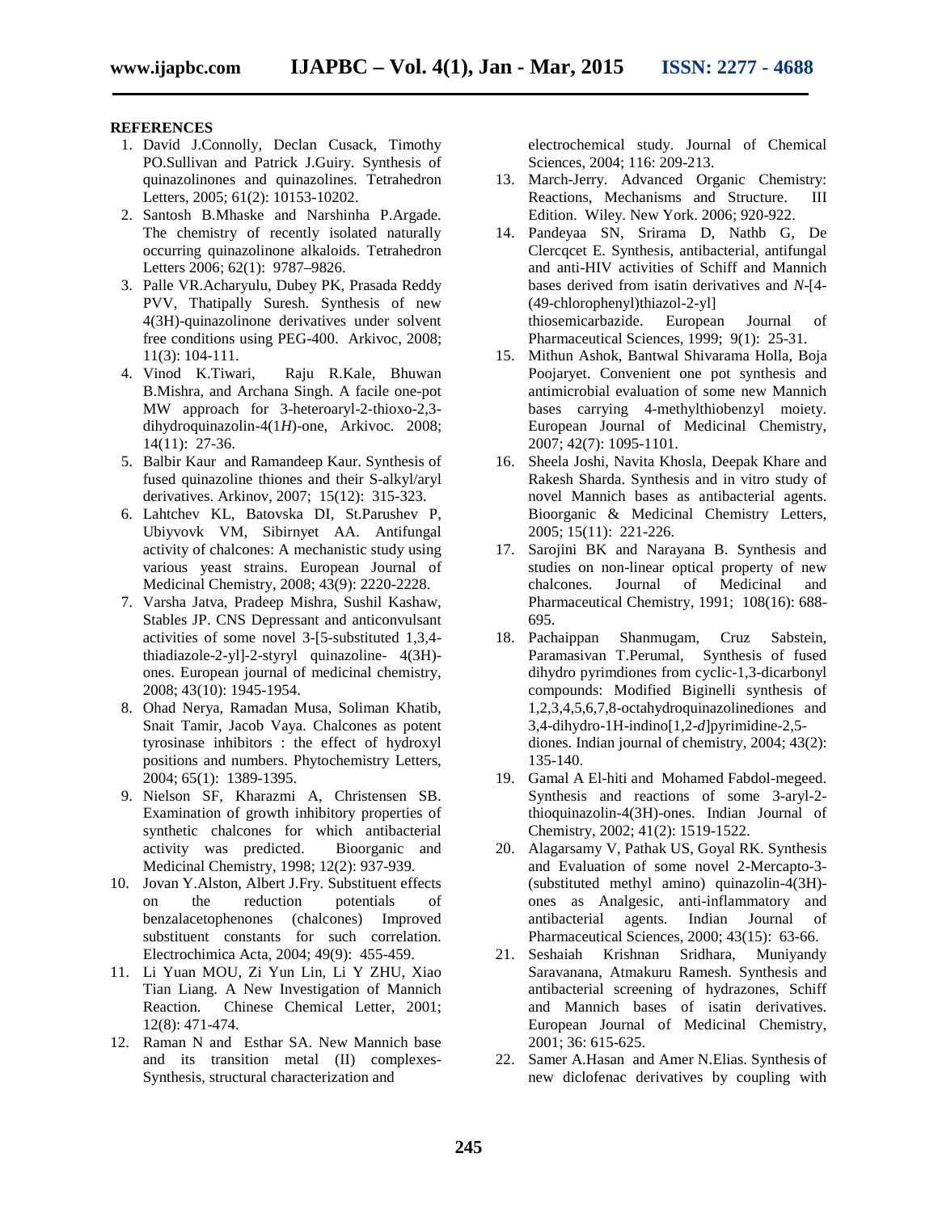## REFERENCES

1. David J.Connolly, Declan Cusack, Timothy PO.Sullivan and Patrick J.Guiry. Synthesis of quinazolinones and quinazolines. Tetrahedron Letters, 2005; 61(2): 10153-10202.
2. Santosh B.Mhaske and Narshinha P.Argade. The chemistry of recently isolated naturally occurring quinazolinone alkaloids. Tetrahedron Letters 2006; 62(1): 9787–9826.
3. Palle VR.Acharyulu, Dubey PK, Prasada Reddy PVV, Thatipally Suresh. Synthesis of new 4(3H)-quinazolinone derivatives under solvent free conditions using PEG-400. Arkivoc, 2008; 11(3): 104-111.
4. Vinod K.Tiwari, Raju R.Kale, Bhuwan B.Mishra, and Archana Singh. A facile one-pot MW approach for 3-heteroaryl-2-thioxo-2,3-dihydroquinazolin-4(1*H*)-one, Arkivoc. 2008; 14(11): 27-36.
5. Balbir Kaur and Ramandeep Kaur. Synthesis of fused quinazoline thiones and their S-alkyl/aryl derivatives. Arkinov, 2007; 15(12): 315-323.
6. Lahtchev KL, Batovska DI, St.Parushev P, Ubiyvovk VM, Sibirnyet AA. Antifungal activity of chalcones: A mechanistic study using various yeast strains. European Journal of Medicinal Chemistry, 2008; 43(9): 2220-2228.
7. Varsha Jatva, Pradeep Mishra, Sushil Kashaw, Stables JP. CNS Depressant and anticonvulsant activities of some novel 3-[5-substituted 1,3,4-thiadiazole-2-yl]-2-styryl quinazoline- 4(3H)-ones. European journal of medicinal chemistry, 2008; 43(10): 1945-1954.
8. Ohad Nerya, Ramadan Musa, Soliman Khatib, Snait Tamir, Jacob Vaya. Chalcones as potent tyrosinase inhibitors : the effect of hydroxyl positions and numbers. Phytochemistry Letters, 2004; 65(1): 1389-1395.
9. Nielson SF, Kharazmi A, Christensen SB. Examination of growth inhibitory properties of synthetic chalcones for which antibacterial activity was predicted. Bioorganic and Medicinal Chemistry, 1998; 12(2): 937-939.
10. Jovan Y.Alston, Albert J.Fry. Substituent effects on the reduction potentials of benzalacetophenones (chalcones) Improved substituent constants for such correlation. Electrochimica Acta, 2004; 49(9): 455-459.
11. Li Yuan MOU, Zi Yun Lin, Li Y ZHU, Xiao Tian Liang. A New Investigation of Mannich Reaction. Chinese Chemical Letter, 2001; 12(8): 471-474.
12. Raman N and Esthar SA. New Mannich base and its transition metal (II) complexes-Synthesis, structural characterization and electrochemical study. Journal of Chemical Sciences, 2004; 116: 209-213.
13. March-Jerry. Advanced Organic Chemistry: Reactions, Mechanisms and Structure. III Edition. Wiley. New York. 2006; 920-922.
14. Pandeyaa SN, Srirama D, Nathb G, De Clercqcet E. Synthesis, antibacterial, antifungal and anti-HIV activities of Schiff and Mannich bases derived from isatin derivatives and *N*-[4-(49-chlorophenyl)thiazol-2-yl] thiosemicarbazide. European Journal of Pharmaceutical Sciences, 1999; 9(1): 25-31.
15. Mithun Ashok, Bantwal Shivarama Holla, Boja Poojaryet. Convenient one pot synthesis and antimicrobial evaluation of some new Mannich bases carrying 4-methylthiobenzyl moiety. European Journal of Medicinal Chemistry, 2007; 42(7): 1095-1101.
16. Sheela Joshi, Navita Khosla, Deepak Khare and Rakesh Sharda. Synthesis and in vitro study of novel Mannich bases as antibacterial agents. Bioorganic & Medicinal Chemistry Letters, 2005; 15(11): 221-226.
17. Sarojini BK and Narayana B. Synthesis and studies on non-linear optical property of new chalcones. Journal of Medicinal and Pharmaceutical Chemistry, 1991; 108(16): 688-695.
18. Pachaippan Shanmugam, Cruz Sabstein, Paramasivan T.Perumal, Synthesis of fused dihydro pyrimdiones from cyclic-1,3-dicarbonyl compounds: Modified Biginelli synthesis of 1,2,3,4,5,6,7,8-octahydroquinazolinediones and 3,4-dihydro-1H-indino[1,2-*d*]pyrimidine-2,5-diones. Indian journal of chemistry, 2004; 43(2): 135-140.
19. Gamal A El-hiti and Mohamed Fabdol-megeed. Synthesis and reactions of some 3-aryl-2-thioquinazolin-4(3H)-ones. Indian Journal of Chemistry, 2002; 41(2): 1519-1522.
20. Alagarsamy V, Pathak US, Goyal RK. Synthesis and Evaluation of some novel 2-Mercapto-3-(substituted methyl amino) quinazolin-4(3H)-ones as Analgesic, anti-inflammatory and antibacterial agents. Indian Journal of Pharmaceutical Sciences, 2000; 43(15): 63-66.
21. Seshaiah Krishnan Sridhara, Muniyandy Saravanana, Atmakuru Ramesh. Synthesis and antibacterial screening of hydrazones, Schiff and Mannich bases of isatin derivatives. European Journal of Medicinal Chemistry, 2001; 36: 615-625.
22. Samer A.Hasan and Amer N.Elias. Synthesis of new diclofenac derivatives by coupling with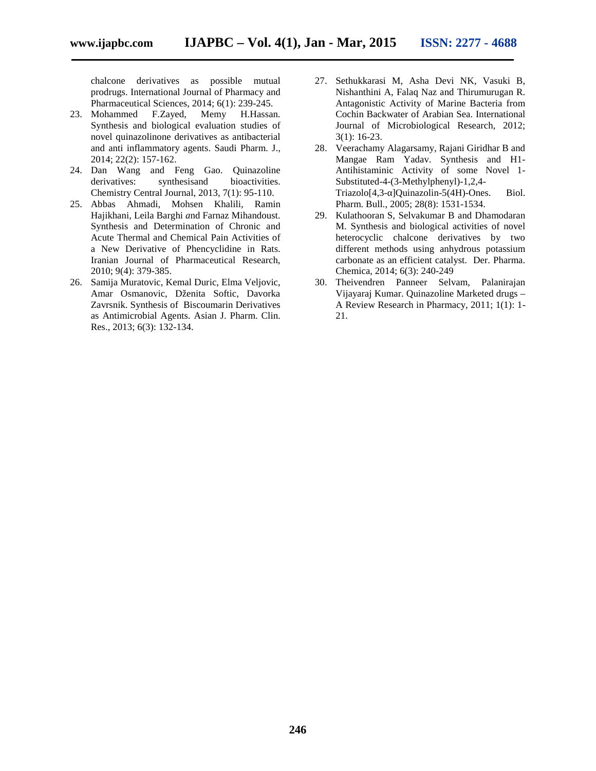chalcone derivatives as possible mutual prodrugs. International Journal of Pharmacy and Pharmaceutical Sciences, 2014; 6(1): 239-245.

23. Mohammed F.Zayed, Memy H.Hassan. Synthesis and biological evaluation studies of novel quinazolinone derivatives as antibacterial and anti inflammatory agents. Saudi Pharm. J., 2014; 22(2): 157-162.
24. Dan Wang and Feng Gao. Quinazoline derivatives: synthesisand bioactivities. Chemistry Central Journal, 2013, 7(1): 95-110.
25. Abbas Ahmadi, Mohsen Khalili, Ramin Hajikhani, Leila Barghi *a*nd Farnaz Mihandoust. Synthesis and Determination of Chronic and Acute Thermal and Chemical Pain Activities of a New Derivative of Phencyclidine in Rats. Iranian Journal of Pharmaceutical Research, 2010; 9(4): 379-385.
26. Samija Muratovic, Kemal Duric, Elma Veljovic, Amar Osmanovic, Dženita Softic, Davorka Zavrsnik. Synthesis of Biscoumarin Derivatives as Antimicrobial Agents. Asian J. Pharm. Clin. Res., 2013; 6(3): 132-134.
27. Sethukkarasi M, Asha Devi NK, Vasuki B, Nishanthini A, Falaq Naz and Thirumurugan R. Antagonistic Activity of Marine Bacteria from Cochin Backwater of Arabian Sea. International Journal of Microbiological Research, 2012; 3(1): 16-23.
28. Veerachamy Alagarsamy, Rajani Giridhar B and Mangae Ram Yadav. Synthesis and H1-Antihistaminic Activity of some Novel 1-Substituted-4-(3-Methylphenyl)-1,2,4-Triazolo[4,3-α]Quinazolin-5(4H)-Ones. Biol. Pharm. Bull., 2005; 28(8): 1531-1534.
29. Kulathooran S, Selvakumar B and Dhamodaran M. Synthesis and biological activities of novel heterocyclic chalcone derivatives by two different methods using anhydrous potassium carbonate as an efficient catalyst. Der. Pharma. Chemica, 2014; 6(3): 240-249
30. Theivendren Panneer Selvam, Palanirajan Vijayaraj Kumar. Quinazoline Marketed drugs – A Review Research in Pharmacy, 2011; 1(1): 1-21.